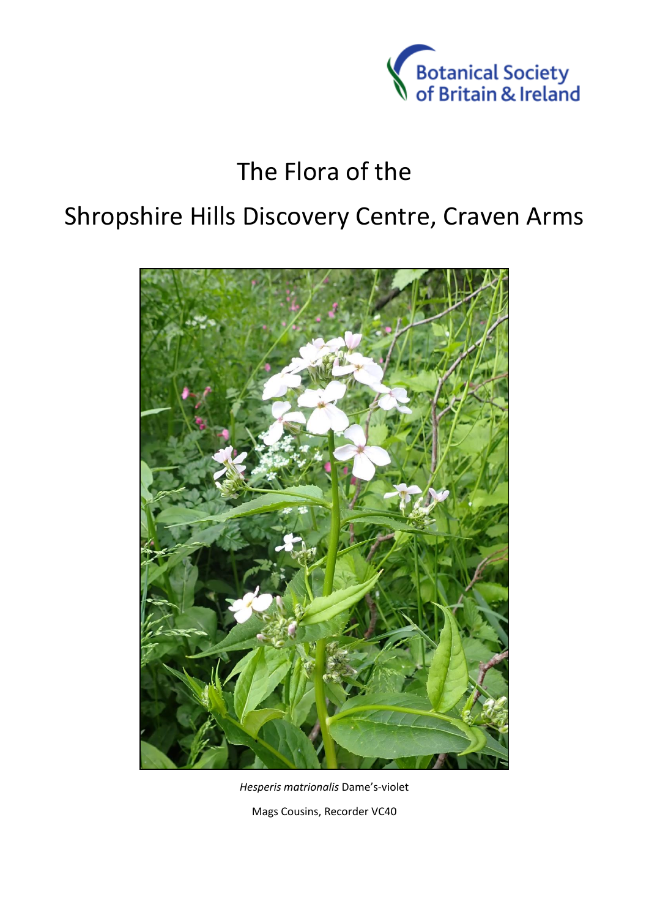Botanical Society of Britain & Ireland

# The Flora of the Shropshire Hills Discovery Centre, Craven Arms

*Hesperis matrionalis* Dame's-violet

Mags Cousins, Recorder VC40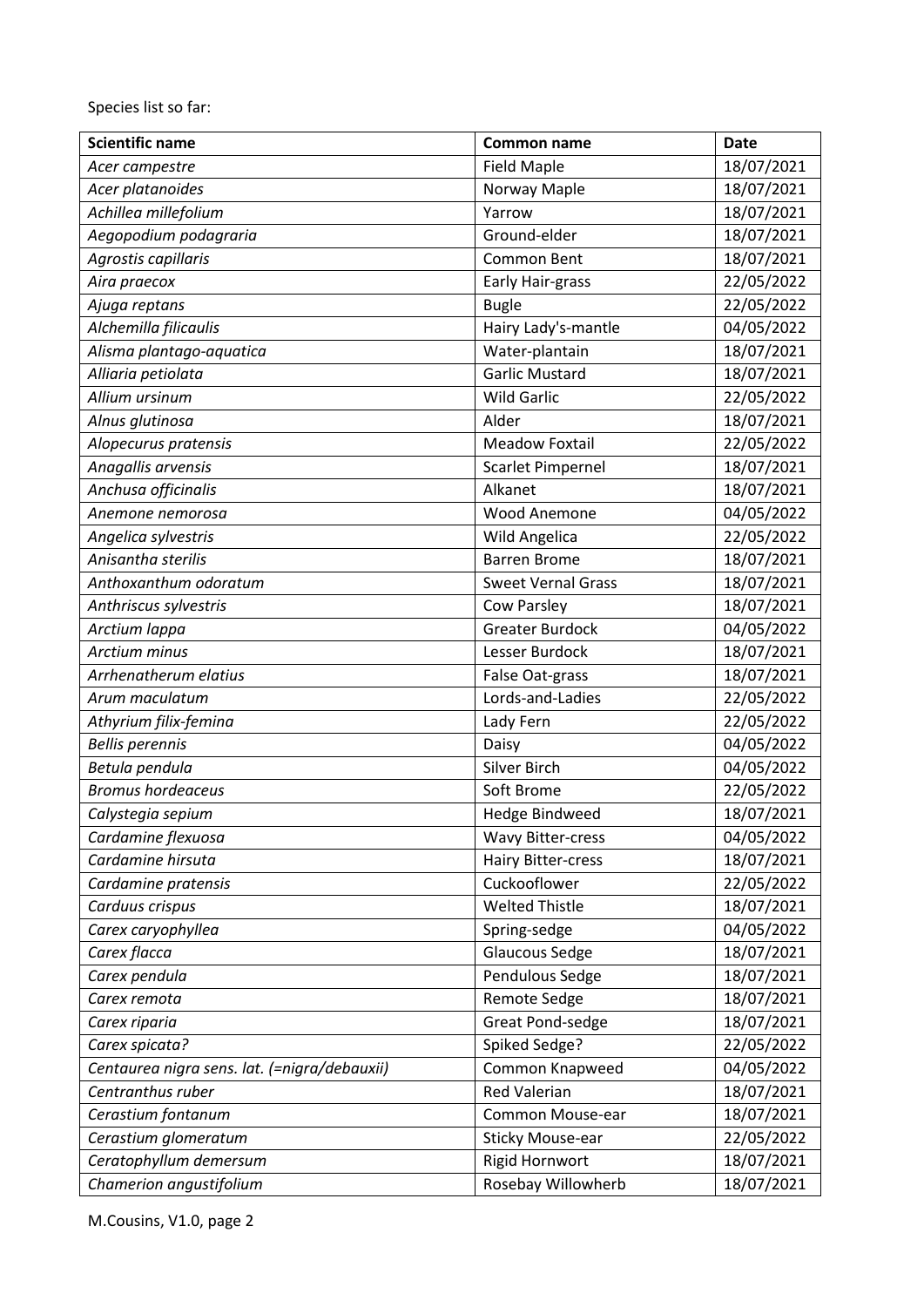Species list so far:

| Scientific name | Common name | Date |
|---|---|---|
| *Acer campestre* | Field Maple | 18/07/2021 |
| *Acer platanoides* | Norway Maple | 18/07/2021 |
| *Achillea millefolium* | Yarrow | 18/07/2021 |
| *Aegopodium podagraria* | Ground-elder | 18/07/2021 |
| *Agrostis capillaris* | Common Bent | 18/07/2021 |
| *Aira praecox* | Early Hair-grass | 22/05/2022 |
| *Ajuga reptans* | Bugle | 22/05/2022 |
| *Alchemilla filicaulis* | Hairy Lady's-mantle | 04/05/2022 |
| *Alisma plantago-aquatica* | Water-plantain | 18/07/2021 |
| *Alliaria petiolata* | Garlic Mustard | 18/07/2021 |
| *Allium ursinum* | Wild Garlic | 22/05/2022 |
| *Alnus glutinosa* | Alder | 18/07/2021 |
| *Alopecurus pratensis* | Meadow Foxtail | 22/05/2022 |
| *Anagallis arvensis* | Scarlet Pimpernel | 18/07/2021 |
| *Anchusa officinalis* | Alkanet | 18/07/2021 |
| *Anemone nemorosa* | Wood Anemone | 04/05/2022 |
| *Angelica sylvestris* | Wild Angelica | 22/05/2022 |
| *Anisantha sterilis* | Barren Brome | 18/07/2021 |
| *Anthoxanthum odoratum* | Sweet Vernal Grass | 18/07/2021 |
| *Anthriscus sylvestris* | Cow Parsley | 18/07/2021 |
| *Arctium lappa* | Greater Burdock | 04/05/2022 |
| *Arctium minus* | Lesser Burdock | 18/07/2021 |
| *Arrhenatherum elatius* | False Oat-grass | 18/07/2021 |
| *Arum maculatum* | Lords-and-Ladies | 22/05/2022 |
| *Athyrium filix-femina* | Lady Fern | 22/05/2022 |
| *Bellis perennis* | Daisy | 04/05/2022 |
| *Betula pendula* | Silver Birch | 04/05/2022 |
| *Bromus hordeaceus* | Soft Brome | 22/05/2022 |
| *Calystegia sepium* | Hedge Bindweed | 18/07/2021 |
| *Cardamine flexuosa* | Wavy Bitter-cress | 04/05/2022 |
| *Cardamine hirsuta* | Hairy Bitter-cress | 18/07/2021 |
| *Cardamine pratensis* | Cuckooflower | 22/05/2022 |
| *Carduus crispus* | Welted Thistle | 18/07/2021 |
| *Carex caryophyllea* | Spring-sedge | 04/05/2022 |
| *Carex flacca* | Glaucous Sedge | 18/07/2021 |
| *Carex pendula* | Pendulous Sedge | 18/07/2021 |
| *Carex remota* | Remote Sedge | 18/07/2021 |
| *Carex riparia* | Great Pond-sedge | 18/07/2021 |
| *Carex spicata?* | Spiked Sedge? | 22/05/2022 |
| *Centaurea nigra sens. lat. (=nigra/debauxii)* | Common Knapweed | 04/05/2022 |
| *Centranthus ruber* | Red Valerian | 18/07/2021 |
| *Cerastium fontanum* | Common Mouse-ear | 18/07/2021 |
| *Cerastium glomeratum* | Sticky Mouse-ear | 22/05/2022 |
| *Ceratophyllum demersum* | Rigid Hornwort | 18/07/2021 |
| *Chamerion angustifolium* | Rosebay Willowherb | 18/07/2021 |

M.Cousins, V1.0, page 2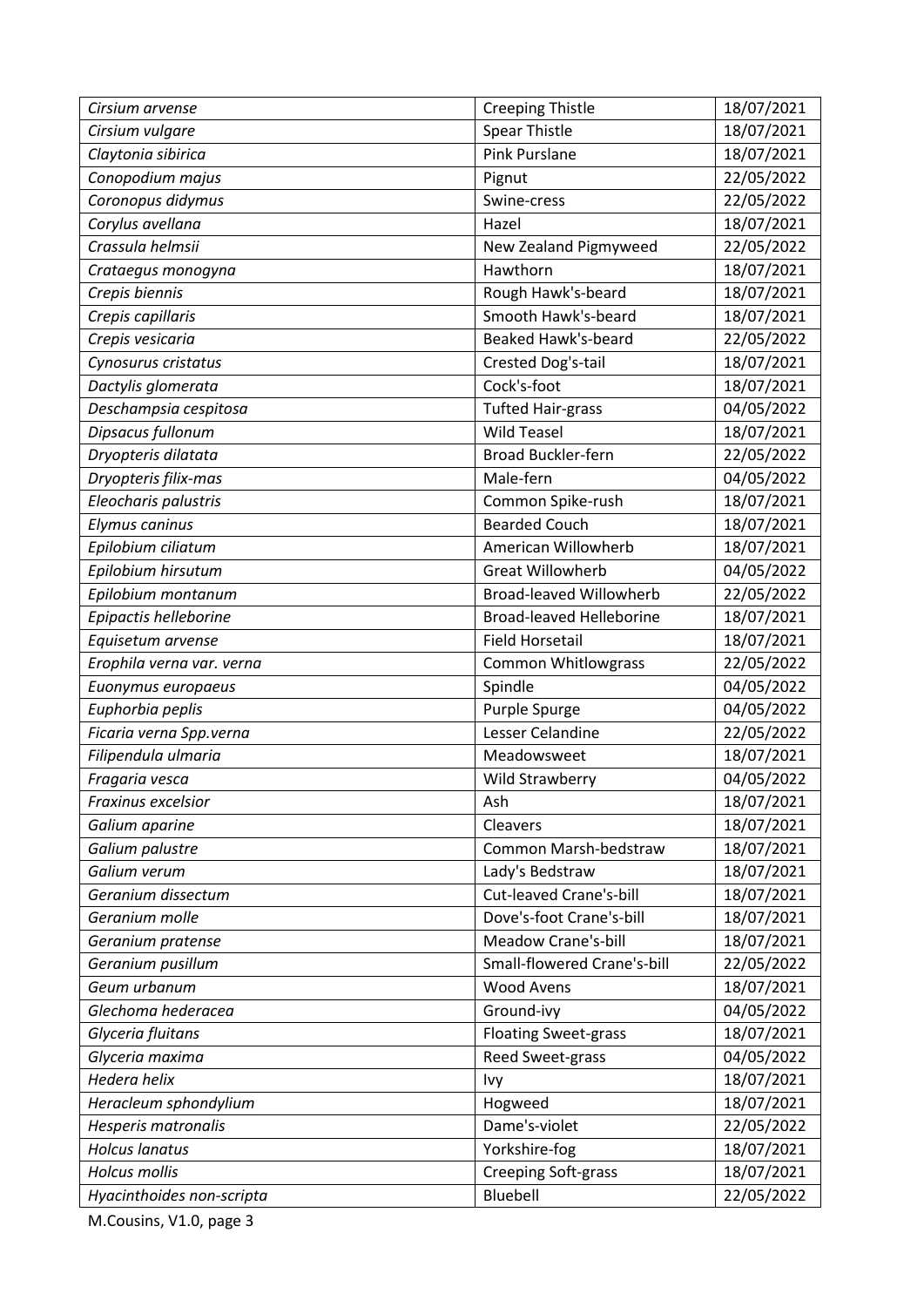| | | |
|---|---|---|
| *Cirsium arvense* | Creeping Thistle | 18/07/2021 |
| *Cirsium vulgare* | Spear Thistle | 18/07/2021 |
| *Claytonia sibirica* | Pink Purslane | 18/07/2021 |
| *Conopodium majus* | Pignut | 22/05/2022 |
| *Coronopus didymus* | Swine-cress | 22/05/2022 |
| *Corylus avellana* | Hazel | 18/07/2021 |
| *Crassula helmsii* | New Zealand Pigmyweed | 22/05/2022 |
| *Crataegus monogyna* | Hawthorn | 18/07/2021 |
| *Crepis biennis* | Rough Hawk's-beard | 18/07/2021 |
| *Crepis capillaris* | Smooth Hawk's-beard | 18/07/2021 |
| *Crepis vesicaria* | Beaked Hawk's-beard | 22/05/2022 |
| *Cynosurus cristatus* | Crested Dog's-tail | 18/07/2021 |
| *Dactylis glomerata* | Cock's-foot | 18/07/2021 |
| *Deschampsia cespitosa* | Tufted Hair-grass | 04/05/2022 |
| *Dipsacus fullonum* | Wild Teasel | 18/07/2021 |
| *Dryopteris dilatata* | Broad Buckler-fern | 22/05/2022 |
| *Dryopteris filix-mas* | Male-fern | 04/05/2022 |
| *Eleocharis palustris* | Common Spike-rush | 18/07/2021 |
| *Elymus caninus* | Bearded Couch | 18/07/2021 |
| *Epilobium ciliatum* | American Willowherb | 18/07/2021 |
| *Epilobium hirsutum* | Great Willowherb | 04/05/2022 |
| *Epilobium montanum* | Broad-leaved Willowherb | 22/05/2022 |
| *Epipactis helleborine* | Broad-leaved Helleborine | 18/07/2021 |
| *Equisetum arvense* | Field Horsetail | 18/07/2021 |
| *Erophila verna var. verna* | Common Whitlowgrass | 22/05/2022 |
| *Euonymus europaeus* | Spindle | 04/05/2022 |
| *Euphorbia peplis* | Purple Spurge | 04/05/2022 |
| *Ficaria verna Spp.verna* | Lesser Celandine | 22/05/2022 |
| *Filipendula ulmaria* | Meadowsweet | 18/07/2021 |
| *Fragaria vesca* | Wild Strawberry | 04/05/2022 |
| *Fraxinus excelsior* | Ash | 18/07/2021 |
| *Galium aparine* | Cleavers | 18/07/2021 |
| *Galium palustre* | Common Marsh-bedstraw | 18/07/2021 |
| *Galium verum* | Lady's Bedstraw | 18/07/2021 |
| *Geranium dissectum* | Cut-leaved Crane's-bill | 18/07/2021 |
| *Geranium molle* | Dove's-foot Crane's-bill | 18/07/2021 |
| *Geranium pratense* | Meadow Crane's-bill | 18/07/2021 |
| *Geranium pusillum* | Small-flowered Crane's-bill | 22/05/2022 |
| *Geum urbanum* | Wood Avens | 18/07/2021 |
| *Glechoma hederacea* | Ground-ivy | 04/05/2022 |
| *Glyceria fluitans* | Floating Sweet-grass | 18/07/2021 |
| *Glyceria maxima* | Reed Sweet-grass | 04/05/2022 |
| *Hedera helix* | Ivy | 18/07/2021 |
| *Heracleum sphondylium* | Hogweed | 18/07/2021 |
| *Hesperis matronalis* | Dame's-violet | 22/05/2022 |
| *Holcus lanatus* | Yorkshire-fog | 18/07/2021 |
| *Holcus mollis* | Creeping Soft-grass | 18/07/2021 |
| *Hyacinthoides non-scripta* | Bluebell | 22/05/2022 |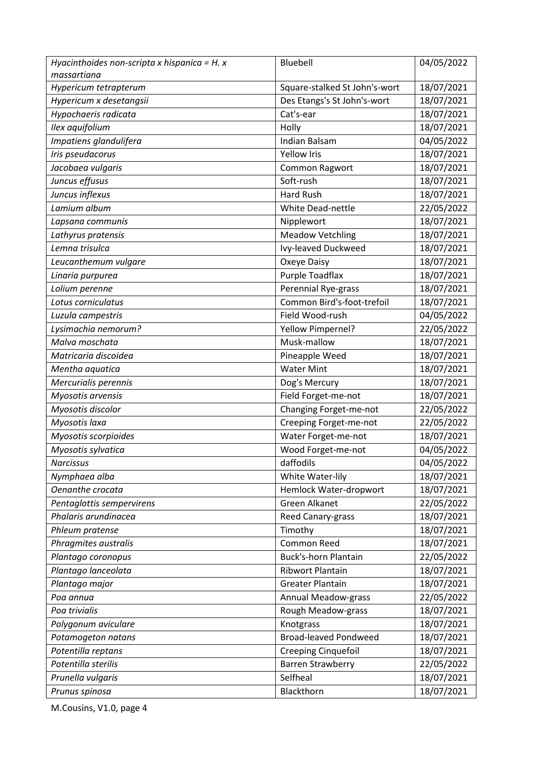| *Hyacinthoides non-scripta x hispanica = H. x massartiana* | Bluebell | 04/05/2022 |
|---|---|---|
| *Hypericum tetrapterum* | Square-stalked St John's-wort | 18/07/2021 |
| *Hypericum x desetangsii* | Des Etangs's St John's-wort | 18/07/2021 |
| *Hypochaeris radicata* | Cat's-ear | 18/07/2021 |
| *Ilex aquifolium* | Holly | 18/07/2021 |
| *Impatiens glandulifera* | Indian Balsam | 04/05/2022 |
| *Iris pseudacorus* | Yellow Iris | 18/07/2021 |
| *Jacobaea vulgaris* | Common Ragwort | 18/07/2021 |
| *Juncus effusus* | Soft-rush | 18/07/2021 |
| *Juncus inflexus* | Hard Rush | 18/07/2021 |
| *Lamium album* | White Dead-nettle | 22/05/2022 |
| *Lapsana communis* | Nipplewort | 18/07/2021 |
| *Lathyrus pratensis* | Meadow Vetchling | 18/07/2021 |
| *Lemna trisulca* | Ivy-leaved Duckweed | 18/07/2021 |
| *Leucanthemum vulgare* | Oxeye Daisy | 18/07/2021 |
| *Linaria purpurea* | Purple Toadflax | 18/07/2021 |
| *Lolium perenne* | Perennial Rye-grass | 18/07/2021 |
| *Lotus corniculatus* | Common Bird's-foot-trefoil | 18/07/2021 |
| *Luzula campestris* | Field Wood-rush | 04/05/2022 |
| *Lysimachia nemorum?* | Yellow Pimpernel? | 22/05/2022 |
| *Malva moschata* | Musk-mallow | 18/07/2021 |
| *Matricaria discoidea* | Pineapple Weed | 18/07/2021 |
| *Mentha aquatica* | Water Mint | 18/07/2021 |
| *Mercurialis perennis* | Dog's Mercury | 18/07/2021 |
| *Myosotis arvensis* | Field Forget-me-not | 18/07/2021 |
| *Myosotis discolor* | Changing Forget-me-not | 22/05/2022 |
| *Myosotis laxa* | Creeping Forget-me-not | 22/05/2022 |
| *Myosotis scorpioides* | Water Forget-me-not | 18/07/2021 |
| *Myosotis sylvatica* | Wood Forget-me-not | 04/05/2022 |
| *Narcissus* | daffodils | 04/05/2022 |
| *Nymphaea alba* | White Water-lily | 18/07/2021 |
| *Oenanthe crocata* | Hemlock Water-dropwort | 18/07/2021 |
| *Pentaglottis sempervirens* | Green Alkanet | 22/05/2022 |
| *Phalaris arundinacea* | Reed Canary-grass | 18/07/2021 |
| *Phleum pratense* | Timothy | 18/07/2021 |
| *Phragmites australis* | Common Reed | 18/07/2021 |
| *Plantago coronopus* | Buck's-horn Plantain | 22/05/2022 |
| *Plantago lanceolata* | Ribwort Plantain | 18/07/2021 |
| *Plantago major* | Greater Plantain | 18/07/2021 |
| *Poa annua* | Annual Meadow-grass | 22/05/2022 |
| *Poa trivialis* | Rough Meadow-grass | 18/07/2021 |
| *Polygonum aviculare* | Knotgrass | 18/07/2021 |
| *Potamogeton natans* | Broad-leaved Pondweed | 18/07/2021 |
| *Potentilla reptans* | Creeping Cinquefoil | 18/07/2021 |
| *Potentilla sterilis* | Barren Strawberry | 22/05/2022 |
| *Prunella vulgaris* | Selfheal | 18/07/2021 |
| *Prunus spinosa* | Blackthorn | 18/07/2021 |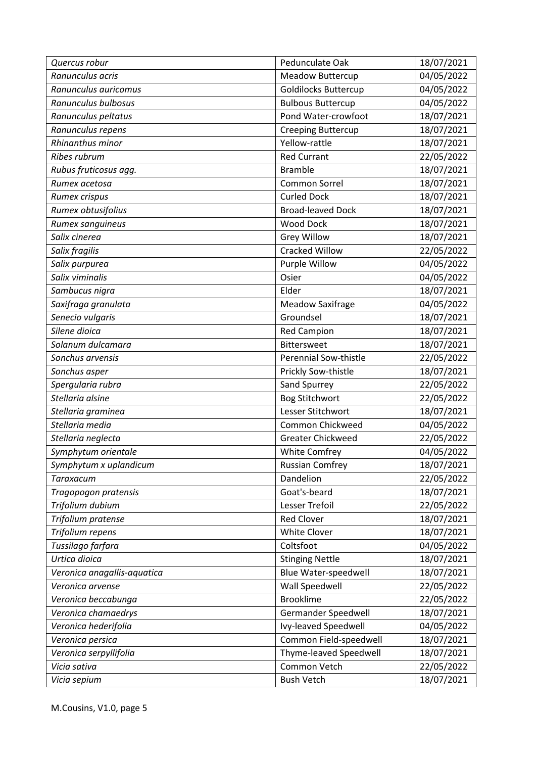| | | |
|---|---|---|
| *Quercus robur* | Pedunculate Oak | 18/07/2021 |
| *Ranunculus acris* | Meadow Buttercup | 04/05/2022 |
| *Ranunculus auricomus* | Goldilocks Buttercup | 04/05/2022 |
| *Ranunculus bulbosus* | Bulbous Buttercup | 04/05/2022 |
| *Ranunculus peltatus* | Pond Water-crowfoot | 18/07/2021 |
| *Ranunculus repens* | Creeping Buttercup | 18/07/2021 |
| *Rhinanthus minor* | Yellow-rattle | 18/07/2021 |
| *Ribes rubrum* | Red Currant | 22/05/2022 |
| *Rubus fruticosus agg.* | Bramble | 18/07/2021 |
| *Rumex acetosa* | Common Sorrel | 18/07/2021 |
| *Rumex crispus* | Curled Dock | 18/07/2021 |
| *Rumex obtusifolius* | Broad-leaved Dock | 18/07/2021 |
| *Rumex sanguineus* | Wood Dock | 18/07/2021 |
| *Salix cinerea* | Grey Willow | 18/07/2021 |
| *Salix fragilis* | Cracked Willow | 22/05/2022 |
| *Salix purpurea* | Purple Willow | 04/05/2022 |
| *Salix viminalis* | Osier | 04/05/2022 |
| *Sambucus nigra* | Elder | 18/07/2021 |
| *Saxifraga granulata* | Meadow Saxifrage | 04/05/2022 |
| *Senecio vulgaris* | Groundsel | 18/07/2021 |
| *Silene dioica* | Red Campion | 18/07/2021 |
| *Solanum dulcamara* | Bittersweet | 18/07/2021 |
| *Sonchus arvensis* | Perennial Sow-thistle | 22/05/2022 |
| *Sonchus asper* | Prickly Sow-thistle | 18/07/2021 |
| *Spergularia rubra* | Sand Spurrey | 22/05/2022 |
| *Stellaria alsine* | Bog Stitchwort | 22/05/2022 |
| *Stellaria graminea* | Lesser Stitchwort | 18/07/2021 |
| *Stellaria media* | Common Chickweed | 04/05/2022 |
| *Stellaria neglecta* | Greater Chickweed | 22/05/2022 |
| *Symphytum orientale* | White Comfrey | 04/05/2022 |
| *Symphytum x uplandicum* | Russian Comfrey | 18/07/2021 |
| *Taraxacum* | Dandelion | 22/05/2022 |
| *Tragopogon pratensis* | Goat's-beard | 18/07/2021 |
| *Trifolium dubium* | Lesser Trefoil | 22/05/2022 |
| *Trifolium pratense* | Red Clover | 18/07/2021 |
| *Trifolium repens* | White Clover | 18/07/2021 |
| *Tussilago farfara* | Coltsfoot | 04/05/2022 |
| *Urtica dioica* | Stinging Nettle | 18/07/2021 |
| *Veronica anagallis-aquatica* | Blue Water-speedwell | 18/07/2021 |
| *Veronica arvense* | Wall Speedwell | 22/05/2022 |
| *Veronica beccabunga* | Brooklime | 22/05/2022 |
| *Veronica chamaedrys* | Germander Speedwell | 18/07/2021 |
| *Veronica hederifolia* | Ivy-leaved Speedwell | 04/05/2022 |
| *Veronica persica* | Common Field-speedwell | 18/07/2021 |
| *Veronica serpyllifolia* | Thyme-leaved Speedwell | 18/07/2021 |
| *Vicia sativa* | Common Vetch | 22/05/2022 |
| *Vicia sepium* | Bush Vetch | 18/07/2021 |